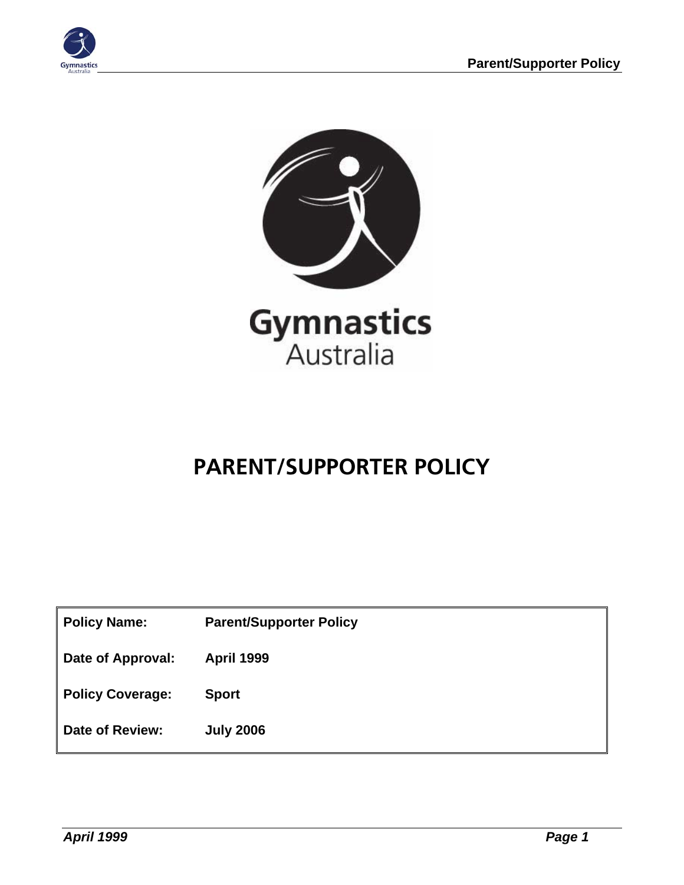Gymnastics
Australia

# PARENT/SUPPORTER POLICY

| | |
|---|---|
| **Policy Name:** | **Parent/Supporter Policy** |
| **Date of Approval:** | **April 1999** |
| **Policy Coverage:** | **Sport** |
| **Date of Review:** | **July 2006** |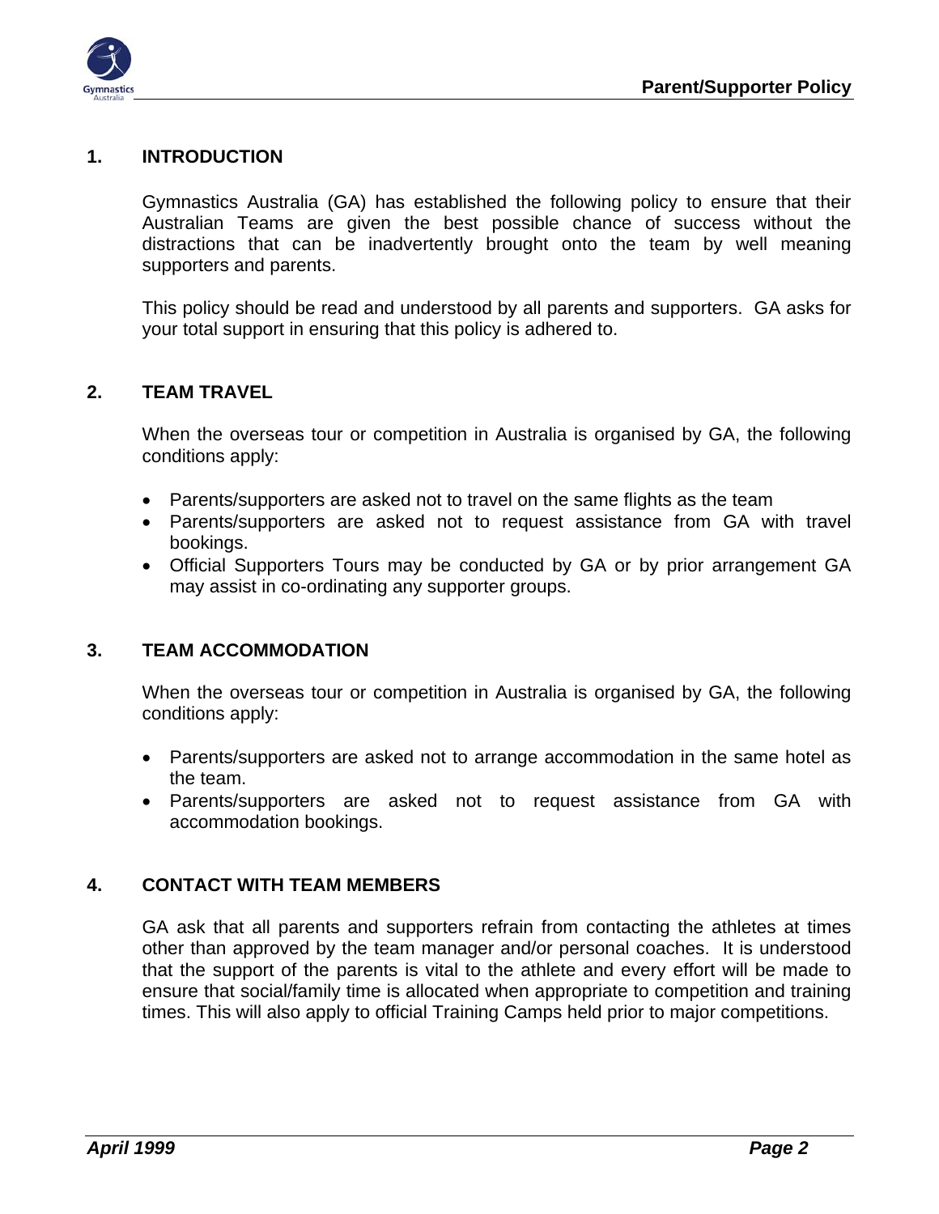## 1. INTRODUCTION

Gymnastics Australia (GA) has established the following policy to ensure that their Australian Teams are given the best possible chance of success without the distractions that can be inadvertently brought onto the team by well meaning supporters and parents.

This policy should be read and understood by all parents and supporters. GA asks for your total support in ensuring that this policy is adhered to.

## 2. TEAM TRAVEL

When the overseas tour or competition in Australia is organised by GA, the following conditions apply:

- Parents/supporters are asked not to travel on the same flights as the team
- Parents/supporters are asked not to request assistance from GA with travel bookings.
- Official Supporters Tours may be conducted by GA or by prior arrangement GA may assist in co-ordinating any supporter groups.

## 3. TEAM ACCOMMODATION

When the overseas tour or competition in Australia is organised by GA, the following conditions apply:

- Parents/supporters are asked not to arrange accommodation in the same hotel as the team.
- Parents/supporters are asked not to request assistance from GA with accommodation bookings.

## 4. CONTACT WITH TEAM MEMBERS

GA ask that all parents and supporters refrain from contacting the athletes at times other than approved by the team manager and/or personal coaches. It is understood that the support of the parents is vital to the athlete and every effort will be made to ensure that social/family time is allocated when appropriate to competition and training times. This will also apply to official Training Camps held prior to major competitions.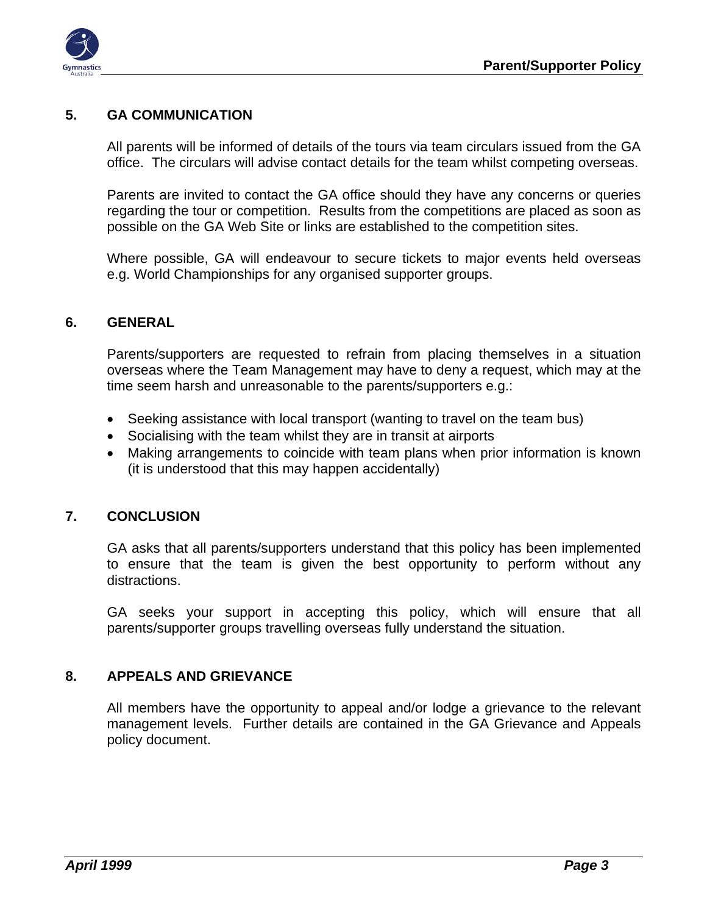## 5. GA COMMUNICATION

All parents will be informed of details of the tours via team circulars issued from the GA office. The circulars will advise contact details for the team whilst competing overseas.

Parents are invited to contact the GA office should they have any concerns or queries regarding the tour or competition. Results from the competitions are placed as soon as possible on the GA Web Site or links are established to the competition sites.

Where possible, GA will endeavour to secure tickets to major events held overseas e.g. World Championships for any organised supporter groups.

## 6. GENERAL

Parents/supporters are requested to refrain from placing themselves in a situation overseas where the Team Management may have to deny a request, which may at the time seem harsh and unreasonable to the parents/supporters e.g.:

- Seeking assistance with local transport (wanting to travel on the team bus)
- Socialising with the team whilst they are in transit at airports
- Making arrangements to coincide with team plans when prior information is known (it is understood that this may happen accidentally)

## 7. CONCLUSION

GA asks that all parents/supporters understand that this policy has been implemented to ensure that the team is given the best opportunity to perform without any distractions.

GA seeks your support in accepting this policy, which will ensure that all parents/supporter groups travelling overseas fully understand the situation.

## 8. APPEALS AND GRIEVANCE

All members have the opportunity to appeal and/or lodge a grievance to the relevant management levels. Further details are contained in the GA Grievance and Appeals policy document.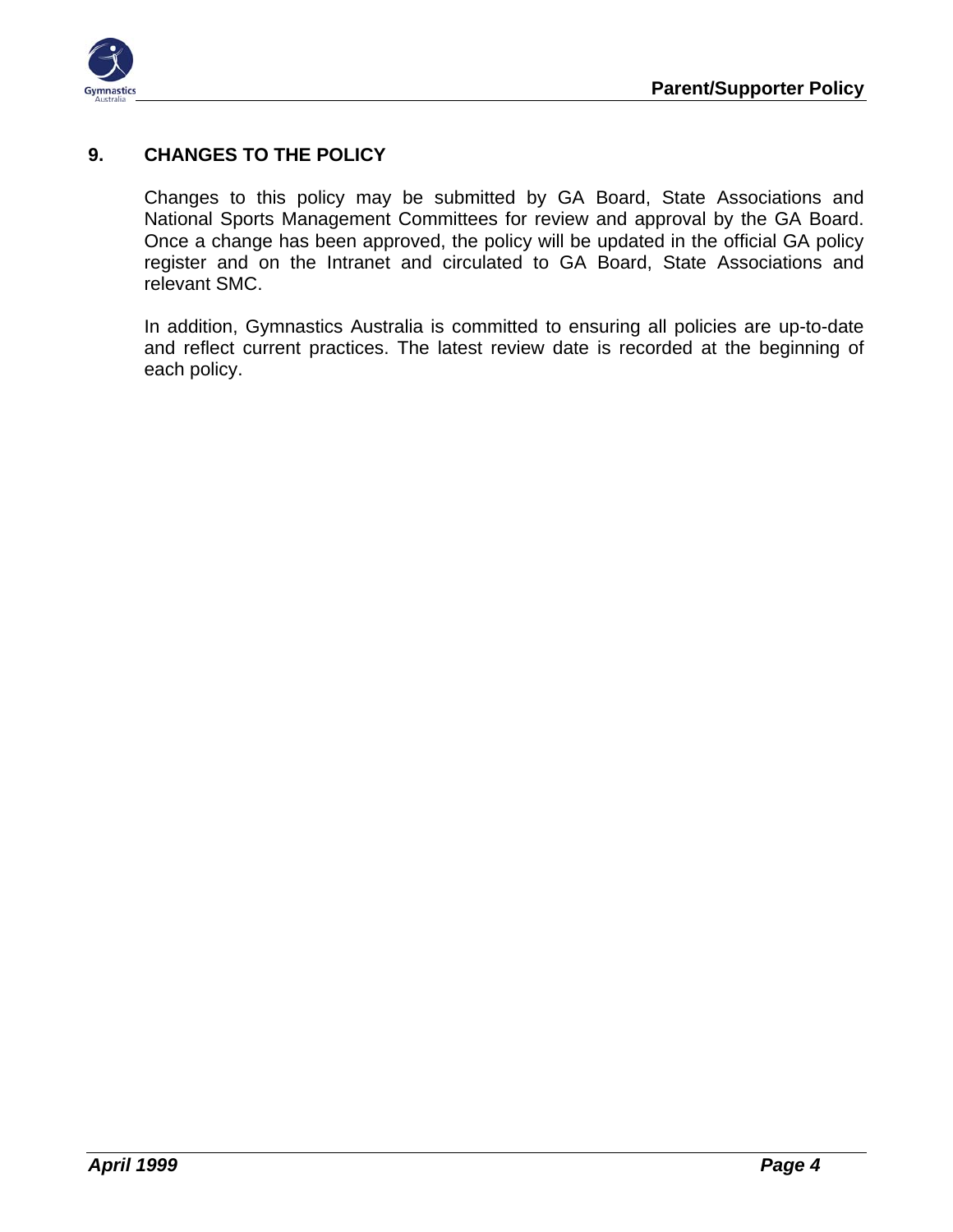## 9. CHANGES TO THE POLICY

Changes to this policy may be submitted by GA Board, State Associations and National Sports Management Committees for review and approval by the GA Board. Once a change has been approved, the policy will be updated in the official GA policy register and on the Intranet and circulated to GA Board, State Associations and relevant SMC.

In addition, Gymnastics Australia is committed to ensuring all policies are up-to-date and reflect current practices. The latest review date is recorded at the beginning of each policy.